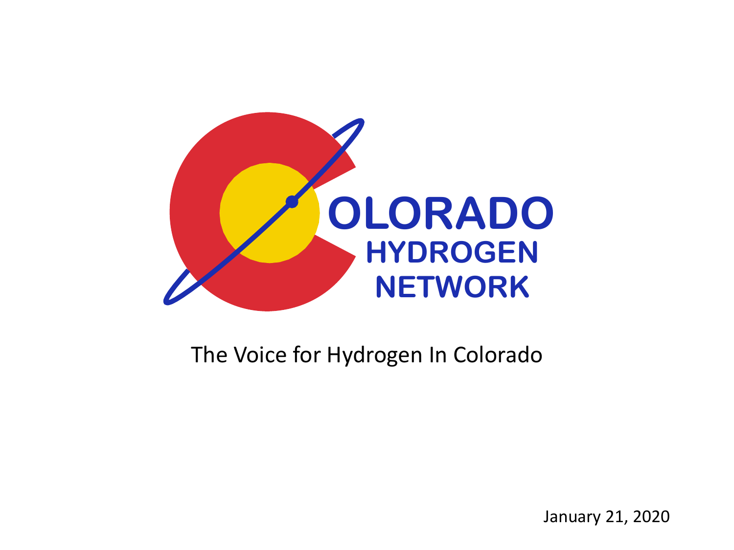# COLORADO HYDROGEN NETWORK

The Voice for Hydrogen In Colorado

January 21, 2020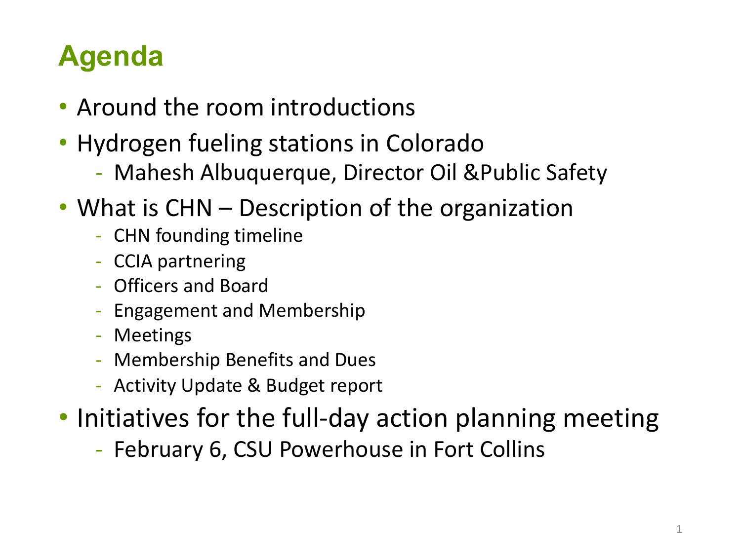# Agenda

- Around the room introductions
- Hydrogen fueling stations in Colorado
  - Mahesh Albuquerque, Director Oil &Public Safety
- What is CHN – Description of the organization
  - CHN founding timeline
  - CCIA partnering
  - Officers and Board
  - Engagement and Membership
  - Meetings
  - Membership Benefits and Dues
  - Activity Update & Budget report
- Initiatives for the full-day action planning meeting
  - February 6, CSU Powerhouse in Fort Collins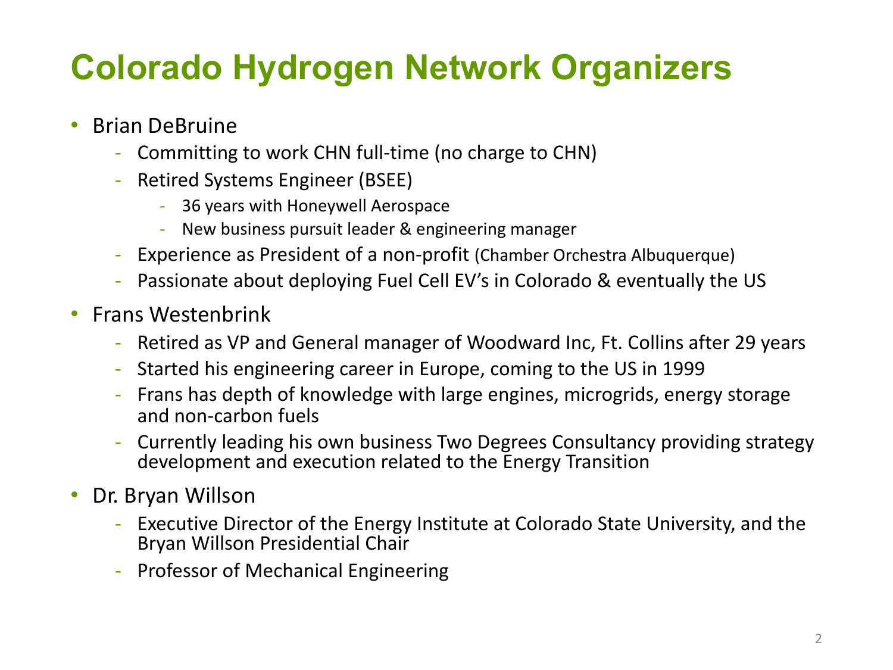# Colorado Hydrogen Network Organizers

- Brian DeBruine
  - Committing to work CHN full-time (no charge to CHN)
  - Retired Systems Engineer (BSEE)
    - 36 years with Honeywell Aerospace
    - New business pursuit leader & engineering manager
  - Experience as President of a non-profit (Chamber Orchestra Albuquerque)
  - Passionate about deploying Fuel Cell EV's in Colorado & eventually the US
- Frans Westenbrink
  - Retired as VP and General manager of Woodward Inc, Ft. Collins after 29 years
  - Started his engineering career in Europe, coming to the US in 1999
  - Frans has depth of knowledge with large engines, microgrids, energy storage and non-carbon fuels
  - Currently leading his own business Two Degrees Consultancy providing strategy development and execution related to the Energy Transition
- Dr. Bryan Willson
  - Executive Director of the Energy Institute at Colorado State University, and the Bryan Willson Presidential Chair
  - Professor of Mechanical Engineering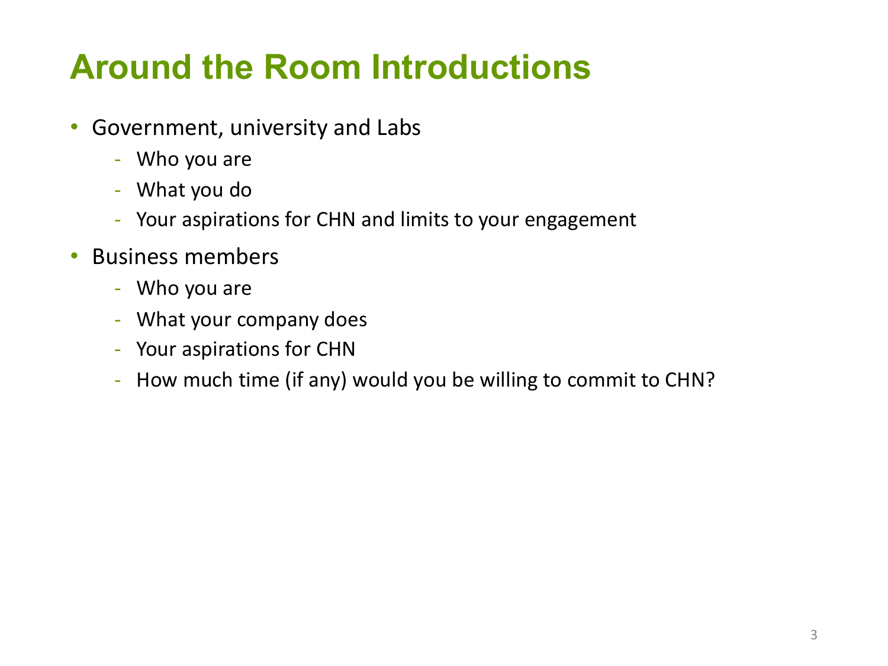# Around the Room Introductions

- Government, university and Labs
  - Who you are
  - What you do
  - Your aspirations for CHN and limits to your engagement
- Business members
  - Who you are
  - What your company does
  - Your aspirations for CHN
  - How much time (if any) would you be willing to commit to CHN?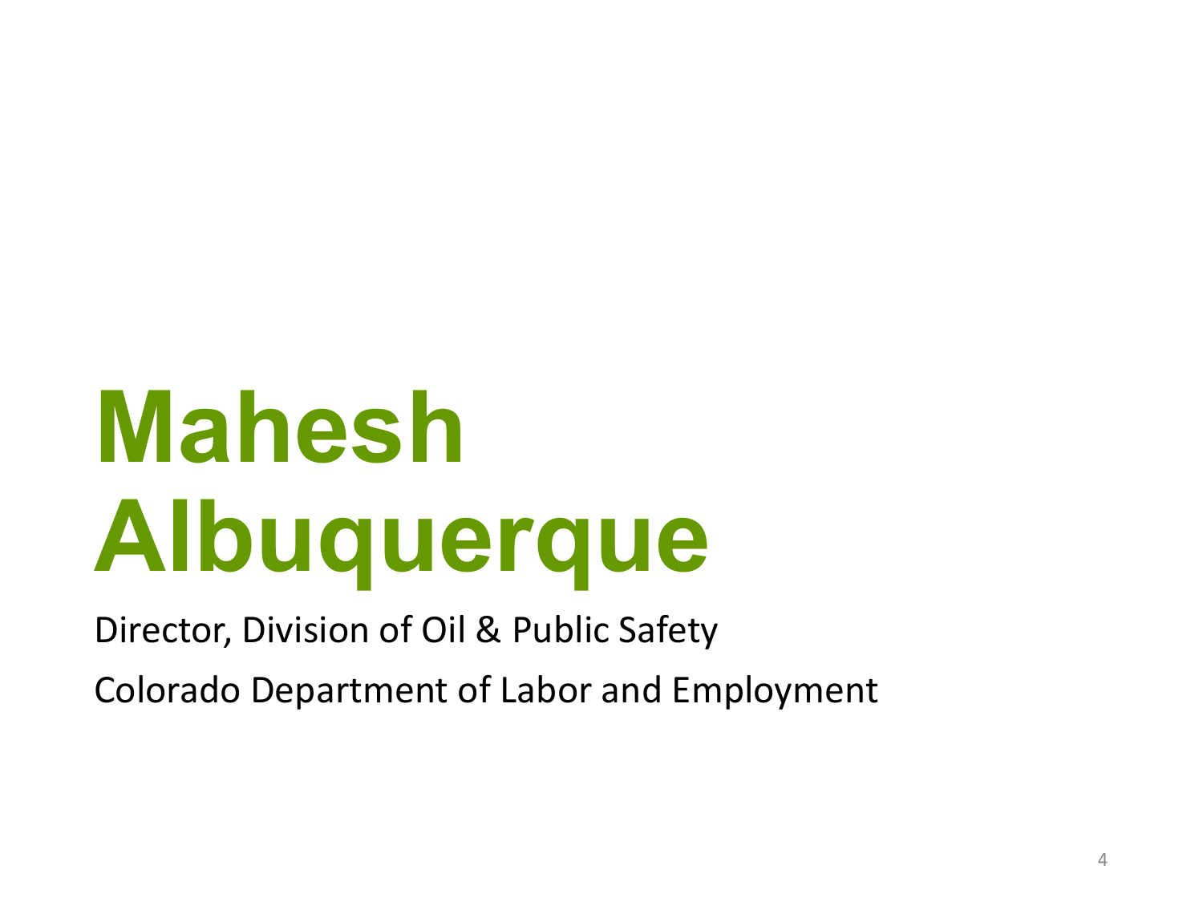# Mahesh Albuquerque

Director, Division of Oil & Public Safety

Colorado Department of Labor and Employment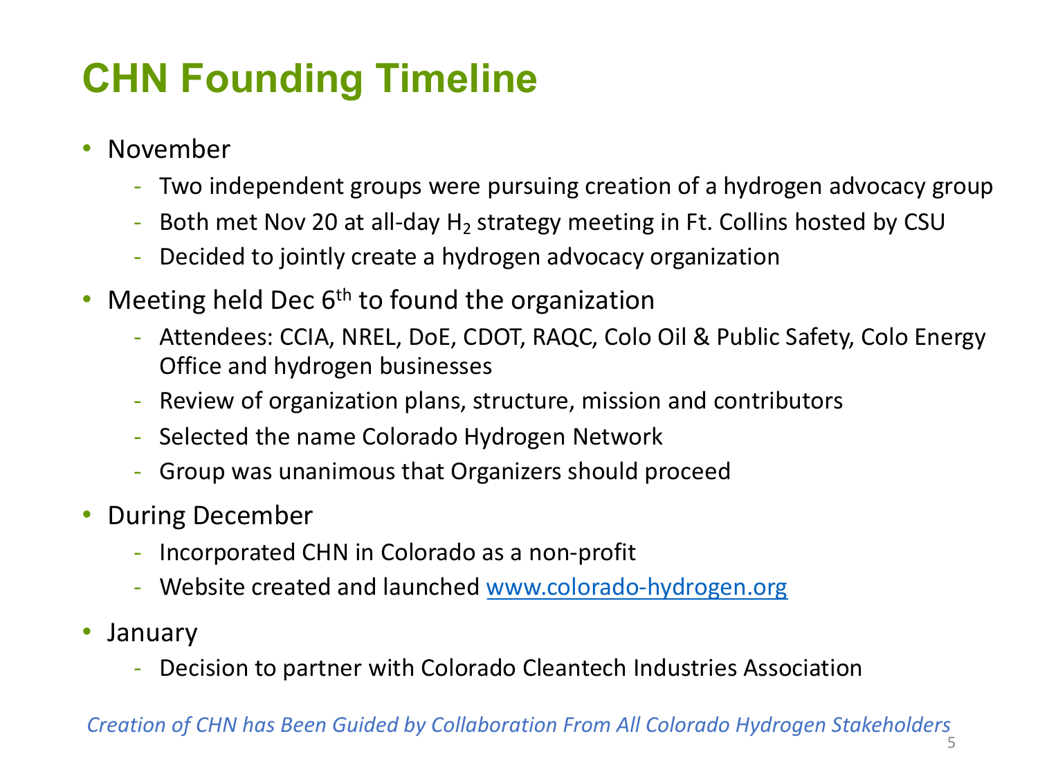# CHN Founding Timeline

- November
  - Two independent groups were pursuing creation of a hydrogen advocacy group
  - Both met Nov 20 at all-day $H_2$ strategy meeting in Ft. Collins hosted by CSU
  - Decided to jointly create a hydrogen advocacy organization
- Meeting held Dec 6th to found the organization
  - Attendees: CCIA, NREL, DoE, CDOT, RAQC, Colo Oil & Public Safety, Colo Energy Office and hydrogen businesses
  - Review of organization plans, structure, mission and contributors
  - Selected the name Colorado Hydrogen Network
  - Group was unanimous that Organizers should proceed
- During December
  - Incorporated CHN in Colorado as a non-profit
  - Website created and launched www.colorado-hydrogen.org
- January
  - Decision to partner with Colorado Cleantech Industries Association

*Creation of CHN has Been Guided by Collaboration From All Colorado Hydrogen Stakeholders*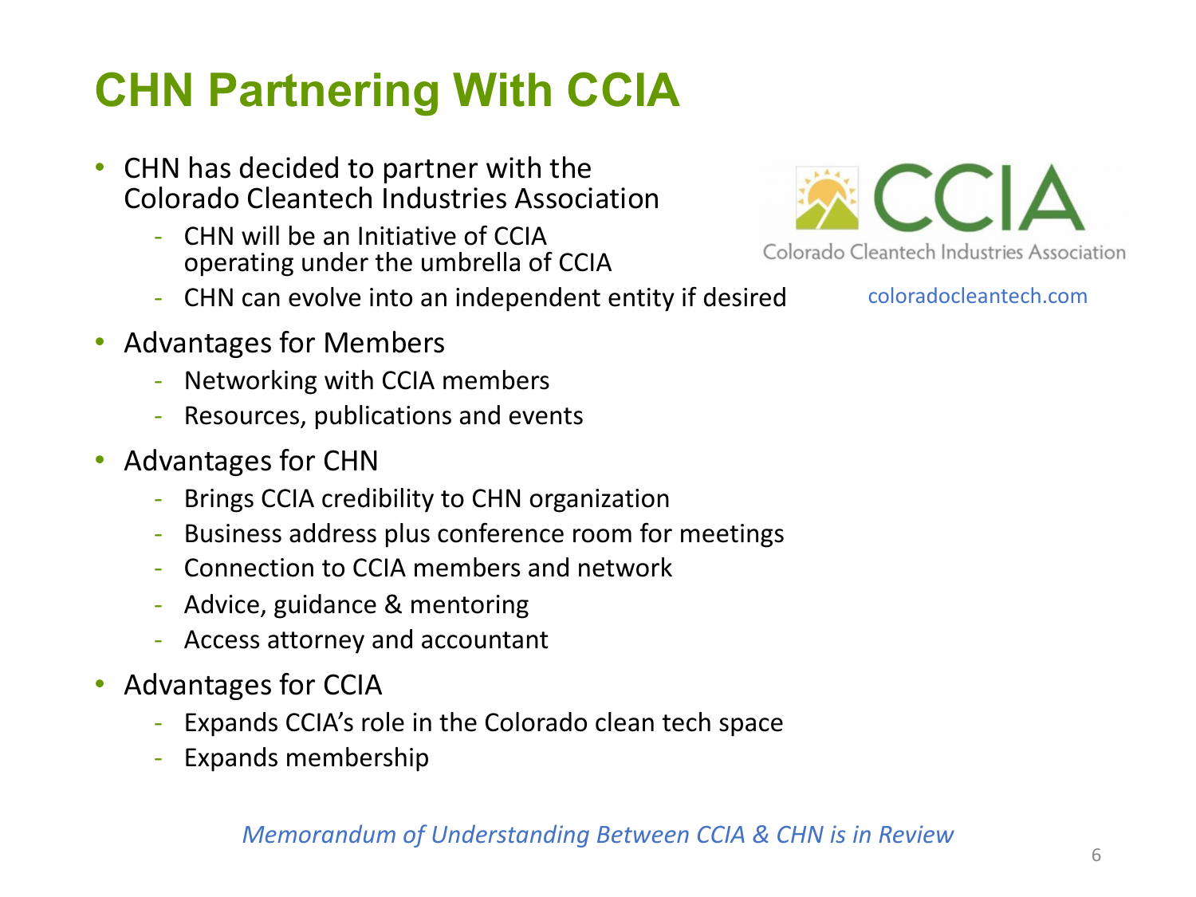# CHN Partnering With CCIA

- CHN has decided to partner with the Colorado Cleantech Industries Association
  - CHN will be an Initiative of CCIA operating under the umbrella of CCIA
  - CHN can evolve into an independent entity if desired
- Advantages for Members
  - Networking with CCIA members
  - Resources, publications and events
- Advantages for CHN
  - Brings CCIA credibility to CHN organization
  - Business address plus conference room for meetings
  - Connection to CCIA members and network
  - Advice, guidance & mentoring
  - Access attorney and accountant
- Advantages for CCIA
  - Expands CCIA's role in the Colorado clean tech space
  - Expands membership

CCIA

Colorado Cleantech Industries Association

coloradocleantech.com

*Memorandum of Understanding Between CCIA & CHN is in Review*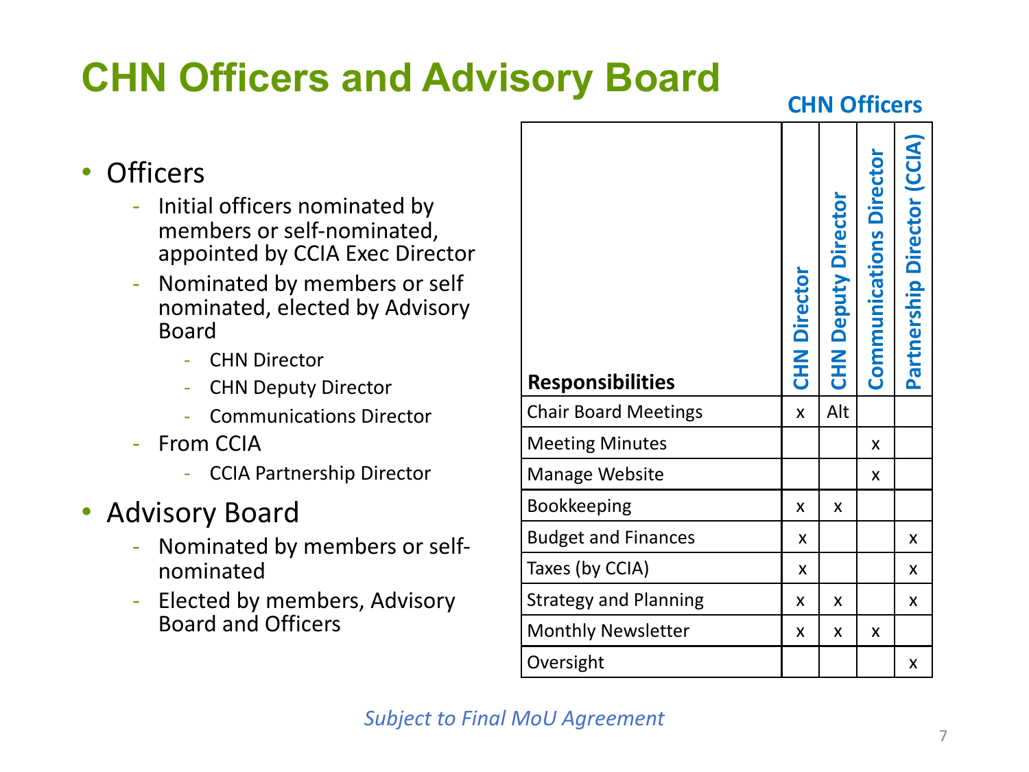# CHN Officers and Advisory Board

- Officers
  - Initial officers nominated by members or self-nominated, appointed by CCIA Exec Director
  - Nominated by members or self nominated, elected by Advisory Board
    - CHN Director
    - CHN Deputy Director
    - Communications Director
  - From CCIA
    - CCIA Partnership Director
- Advisory Board
  - Nominated by members or self-nominated
  - Elected by members, Advisory Board and Officers

**CHN Officers**

| Responsibilities | CHN Director | CHN Deputy Director | Communications Director | Partnership Director (CCIA) |
|---|---|---|---|---|
| Chair Board Meetings | x | Alt | | |
| Meeting Minutes | | | x | |
| Manage Website | | | x | |
| Bookkeeping | x | x | | |
| Budget and Finances | x | | | x |
| Taxes (by CCIA) | x | | | x |
| Strategy and Planning | x | x | | x |
| Monthly Newsletter | x | x | x | |
| Oversight | | | | x |

*Subject to Final MoU Agreement*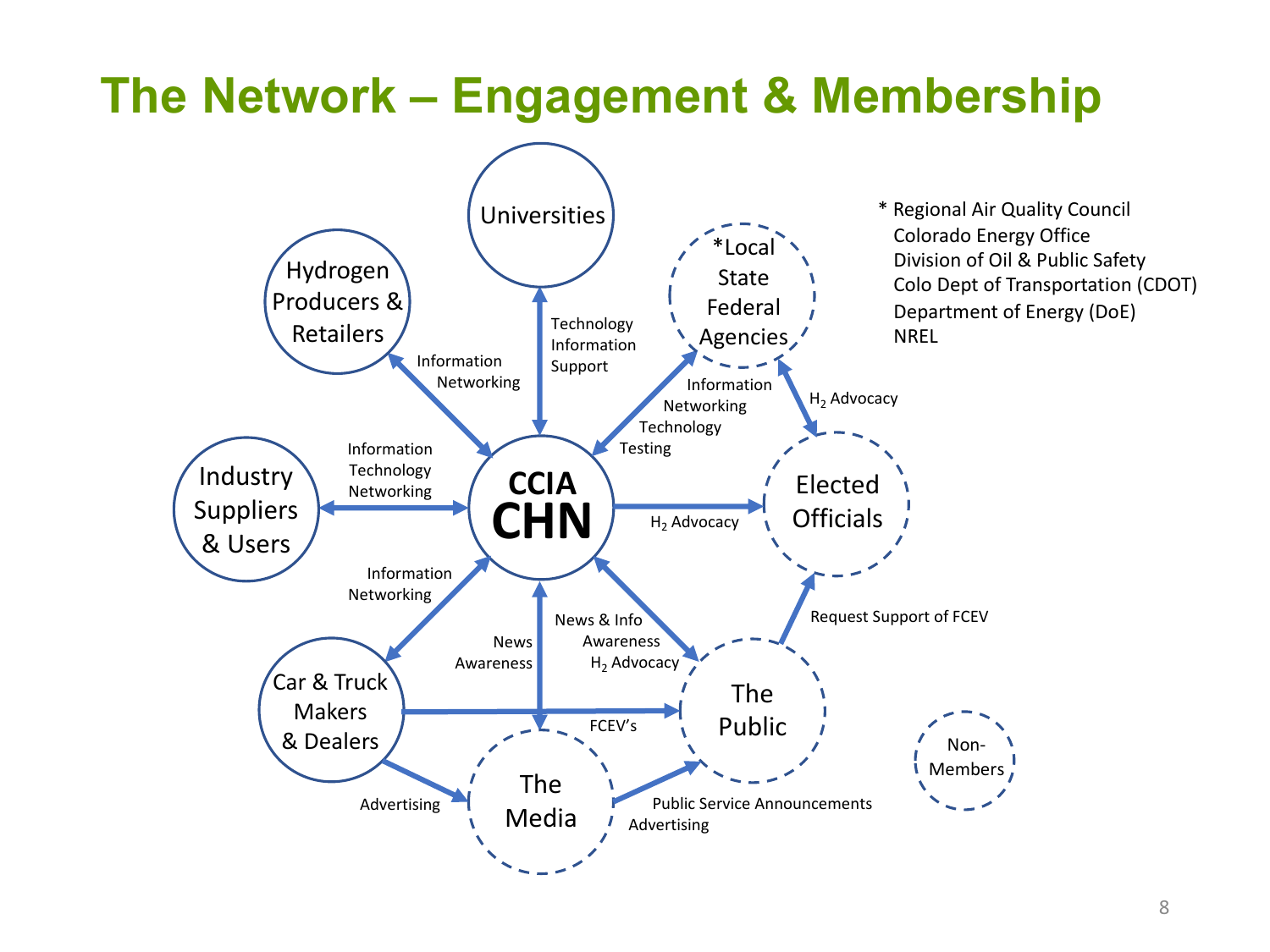# The Network – Engagement & Membership

* Regional Air Quality Council
  Colorado Energy Office
  Division of Oil & Public Safety
  Colo Dept of Transportation (CDOT)
  Department of Energy (DoE)
  NREL

CCIA CHN

Universities

Hydrogen Producers & Retailers

*Local State Federal Agencies

Industry Suppliers & Users

Elected Officials

Car & Truck Makers & Dealers

The Public

The Media

Non-Members

Technology Information Support

Information Networking

Information Networking Technology Testing

$H_2$ Advocacy

Information Technology Networking

$H_2$ Advocacy

Information Networking

News Awareness

News & Info Awareness $H_2$ Advocacy

Request Support of FCEV

FCEV's

Advertising

Public Service Announcements Advertising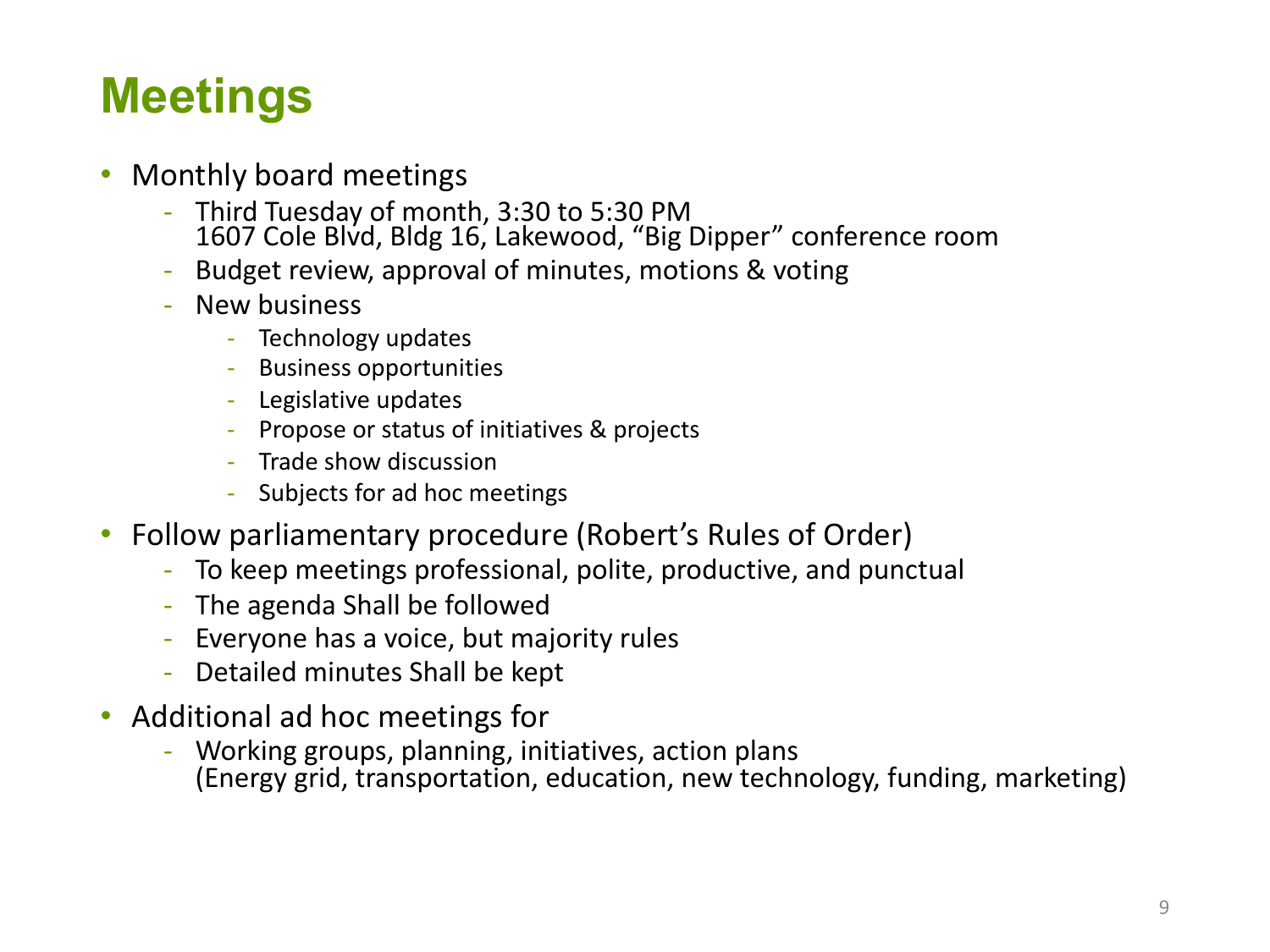# Meetings

- Monthly board meetings
  - Third Tuesday of month, 3:30 to 5:30 PM
    1607 Cole Blvd, Bldg 16, Lakewood, "Big Dipper" conference room
  - Budget review, approval of minutes, motions & voting
  - New business
    - Technology updates
    - Business opportunities
    - Legislative updates
    - Propose or status of initiatives & projects
    - Trade show discussion
    - Subjects for ad hoc meetings
- Follow parliamentary procedure (Robert's Rules of Order)
  - To keep meetings professional, polite, productive, and punctual
  - The agenda Shall be followed
  - Everyone has a voice, but majority rules
  - Detailed minutes Shall be kept
- Additional ad hoc meetings for
  - Working groups, planning, initiatives, action plans
    (Energy grid, transportation, education, new technology, funding, marketing)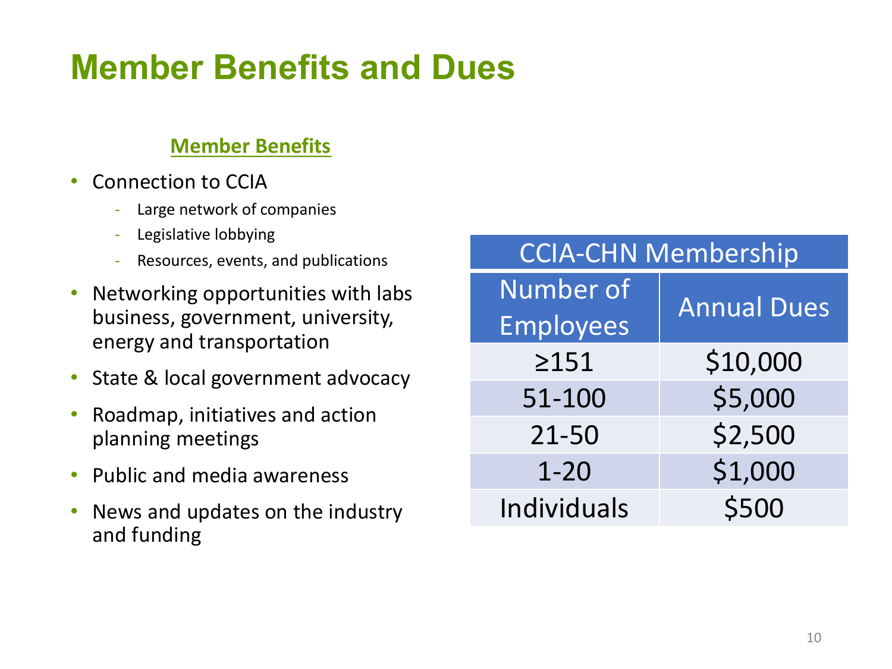# Member Benefits and Dues

## Member Benefits

- Connection to CCIA
  - Large network of companies
  - Legislative lobbying
  - Resources, events, and publications
- Networking opportunities with labs business, government, university, energy and transportation
- State & local government advocacy
- Roadmap, initiatives and action planning meetings
- Public and media awareness
- News and updates on the industry and funding

| CCIA-CHN Membership | |
|---|---|
| Number of Employees | Annual Dues |
| ≥151 | $10,000 |
| 51-100 | $5,000 |
| 21-50 | $2,500 |
| 1-20 | $1,000 |
| Individuals | $500 |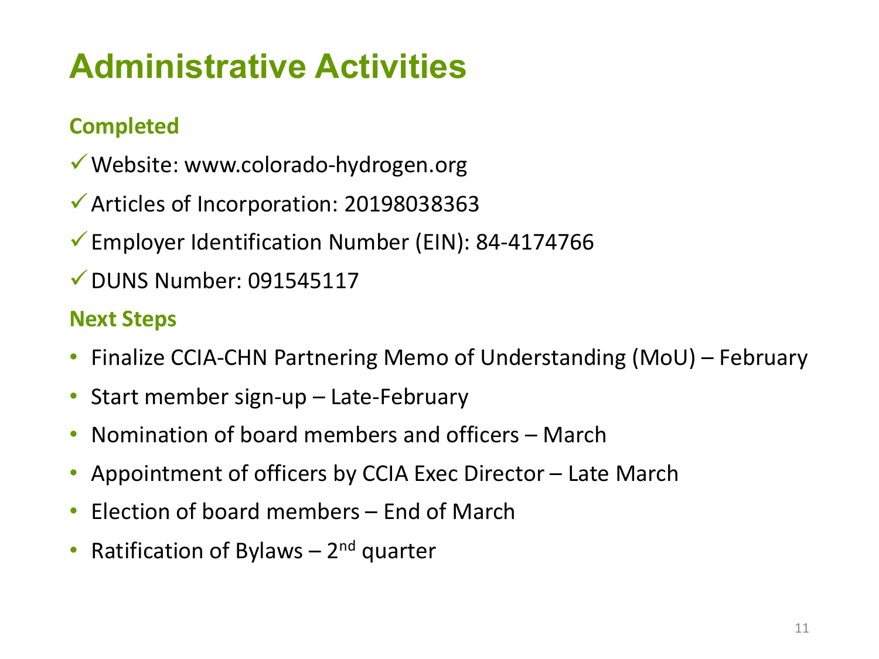# Administrative Activities

## Completed

- ✓ Website: www.colorado-hydrogen.org
- ✓ Articles of Incorporation: 20198038363
- ✓ Employer Identification Number (EIN): 84-4174766
- ✓ DUNS Number: 091545117

## Next Steps

- Finalize CCIA-CHN Partnering Memo of Understanding (MoU) – February
- Start member sign-up – Late-February
- Nomination of board members and officers – March
- Appointment of officers by CCIA Exec Director – Late March
- Election of board members – End of March
- Ratification of Bylaws – 2nd quarter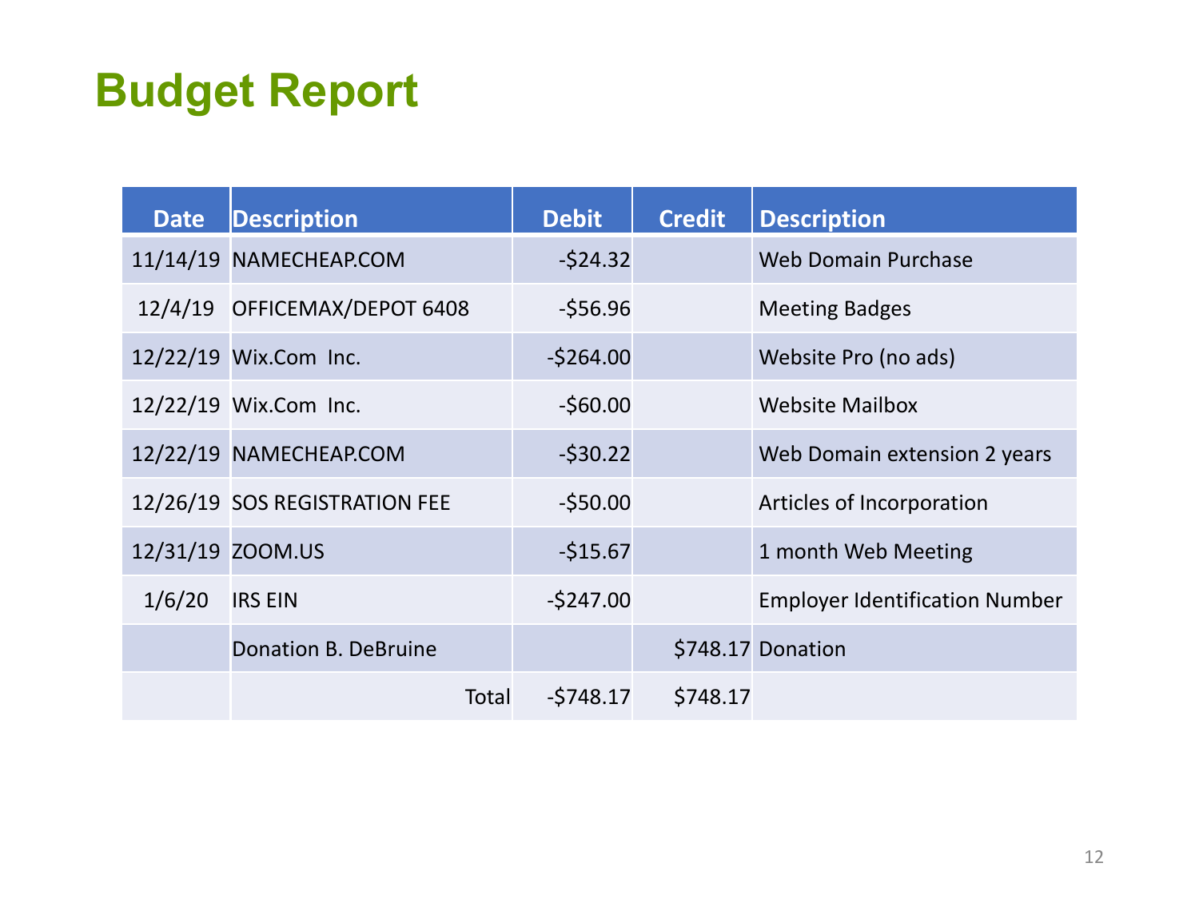# Budget Report

| Date | Description | Debit | Credit | Description |
|---|---|---|---|---|
| 11/14/19 | NAMECHEAP.COM | -$24.32 | | Web Domain Purchase |
| 12/4/19 | OFFICEMAX/DEPOT 6408 | -$56.96 | | Meeting Badges |
| 12/22/19 | Wix.Com Inc. | -$264.00 | | Website Pro (no ads) |
| 12/22/19 | Wix.Com Inc. | -$60.00 | | Website Mailbox |
| 12/22/19 | NAMECHEAP.COM | -$30.22 | | Web Domain extension 2 years |
| 12/26/19 | SOS REGISTRATION FEE | -$50.00 | | Articles of Incorporation |
| 12/31/19 | ZOOM.US | -$15.67 | | 1 month Web Meeting |
| 1/6/20 | IRS EIN | -$247.00 | | Employer Identification Number |
| | Donation B. DeBruine | | $748.17 | Donation |
| | Total | -$748.17 | $748.17 | |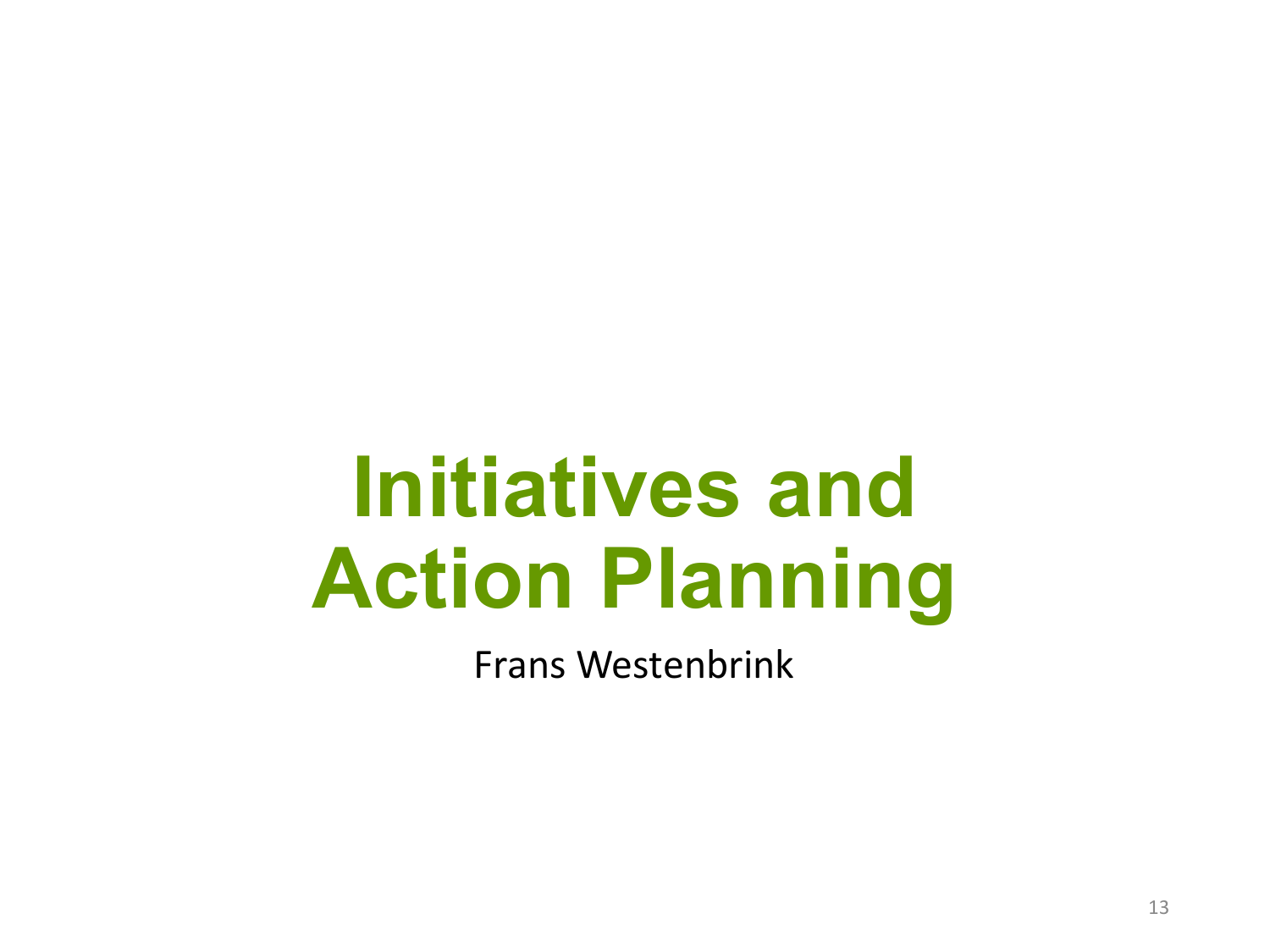# Initiatives and Action Planning

Frans Westenbrink